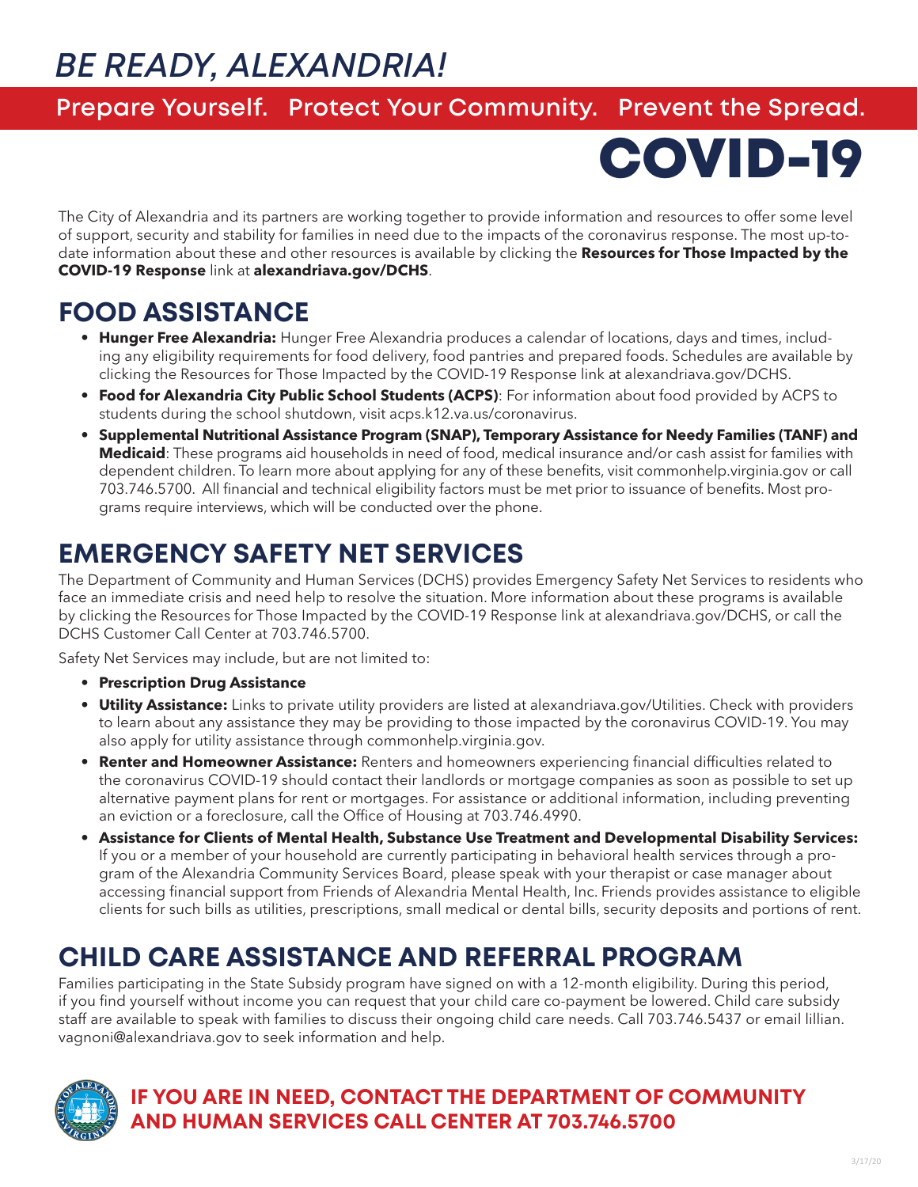# *BE READY, ALEXANDRIA!*

**Prepare Yourself. Protect Your Community. Prevent the Spread.**

# COVID-19

The City of Alexandria and its partners are working together to provide information and resources to offer some level of support, security and stability for families in need due to the impacts of the coronavirus response. The most up-to-date information about these and other resources is available by clicking the **Resources for Those Impacted by the COVID-19 Response** link at **alexandriava.gov/DCHS**.

## FOOD ASSISTANCE

- **Hunger Free Alexandria:** Hunger Free Alexandria produces a calendar of locations, days and times, including any eligibility requirements for food delivery, food pantries and prepared foods. Schedules are available by clicking the Resources for Those Impacted by the COVID-19 Response link at alexandriava.gov/DCHS.
- **Food for Alexandria City Public School Students (ACPS)**: For information about food provided by ACPS to students during the school shutdown, visit acps.k12.va.us/coronavirus.
- **Supplemental Nutritional Assistance Program (SNAP), Temporary Assistance for Needy Families (TANF) and Medicaid**: These programs aid households in need of food, medical insurance and/or cash assist for families with dependent children. To learn more about applying for any of these benefits, visit commonhelp.virginia.gov or call 703.746.5700. All financial and technical eligibility factors must be met prior to issuance of benefits. Most programs require interviews, which will be conducted over the phone.

## EMERGENCY SAFETY NET SERVICES

The Department of Community and Human Services (DCHS) provides Emergency Safety Net Services to residents who face an immediate crisis and need help to resolve the situation. More information about these programs is available by clicking the Resources for Those Impacted by the COVID-19 Response link at alexandriava.gov/DCHS, or call the DCHS Customer Call Center at 703.746.5700.

Safety Net Services may include, but are not limited to:

- **Prescription Drug Assistance**
- **Utility Assistance:** Links to private utility providers are listed at alexandriava.gov/Utilities. Check with providers to learn about any assistance they may be providing to those impacted by the coronavirus COVID-19. You may also apply for utility assistance through commonhelp.virginia.gov.
- **Renter and Homeowner Assistance:** Renters and homeowners experiencing financial difficulties related to the coronavirus COVID-19 should contact their landlords or mortgage companies as soon as possible to set up alternative payment plans for rent or mortgages. For assistance or additional information, including preventing an eviction or a foreclosure, call the Office of Housing at 703.746.4990.
- **Assistance for Clients of Mental Health, Substance Use Treatment and Developmental Disability Services:** If you or a member of your household are currently participating in behavioral health services through a program of the Alexandria Community Services Board, please speak with your therapist or case manager about accessing financial support from Friends of Alexandria Mental Health, Inc. Friends provides assistance to eligible clients for such bills as utilities, prescriptions, small medical or dental bills, security deposits and portions of rent.

## CHILD CARE ASSISTANCE AND REFERRAL PROGRAM

Families participating in the State Subsidy program have signed on with a 12-month eligibility. During this period, if you find yourself without income you can request that your child care co-payment be lowered. Child care subsidy staff are available to speak with families to discuss their ongoing child care needs. Call 703.746.5437 or email lillian.vagnoni@alexandriava.gov to seek information and help.

**IF YOU ARE IN NEED, CONTACT THE DEPARTMENT OF COMMUNITY AND HUMAN SERVICES CALL CENTER AT 703.746.5700**

3/17/20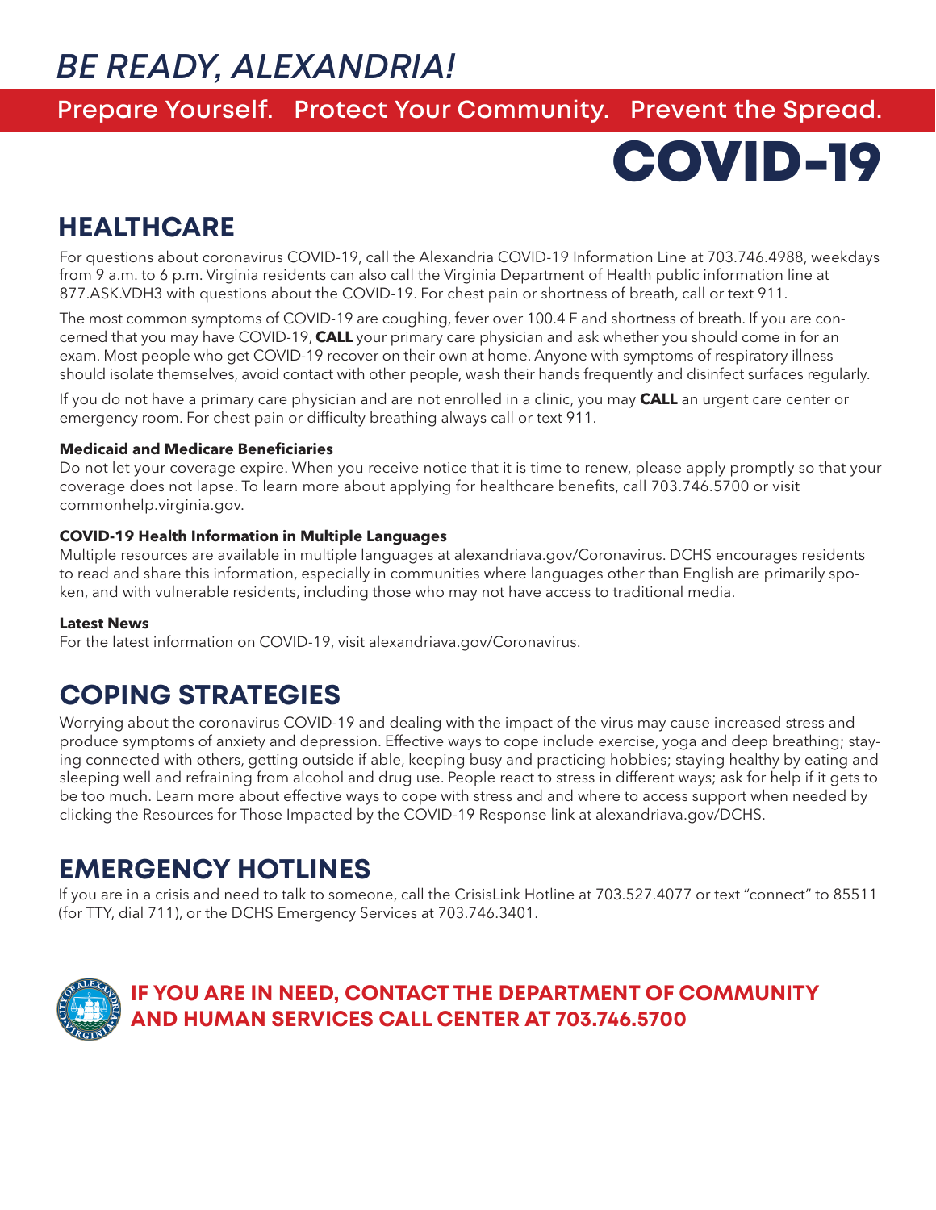# *BE READY, ALEXANDRIA!*

**Prepare Yourself. Protect Your Community. Prevent the Spread.**

# COVID-19

## HEALTHCARE

For questions about coronavirus COVID-19, call the Alexandria COVID-19 Information Line at 703.746.4988, weekdays from 9 a.m. to 6 p.m. Virginia residents can also call the Virginia Department of Health public information line at 877.ASK.VDH3 with questions about the COVID-19. For chest pain or shortness of breath, call or text 911.

The most common symptoms of COVID-19 are coughing, fever over 100.4 F and shortness of breath. If you are concerned that you may have COVID-19, **CALL** your primary care physician and ask whether you should come in for an exam. Most people who get COVID-19 recover on their own at home. Anyone with symptoms of respiratory illness should isolate themselves, avoid contact with other people, wash their hands frequently and disinfect surfaces regularly.

If you do not have a primary care physician and are not enrolled in a clinic, you may **CALL** an urgent care center or emergency room. For chest pain or difficulty breathing always call or text 911.

**Medicaid and Medicare Beneficiaries**

Do not let your coverage expire. When you receive notice that it is time to renew, please apply promptly so that your coverage does not lapse. To learn more about applying for healthcare benefits, call 703.746.5700 or visit commonhelp.virginia.gov.

**COVID-19 Health Information in Multiple Languages**

Multiple resources are available in multiple languages at alexandriava.gov/Coronavirus. DCHS encourages residents to read and share this information, especially in communities where languages other than English are primarily spoken, and with vulnerable residents, including those who may not have access to traditional media.

**Latest News**

For the latest information on COVID-19, visit alexandriava.gov/Coronavirus.

## COPING STRATEGIES

Worrying about the coronavirus COVID-19 and dealing with the impact of the virus may cause increased stress and produce symptoms of anxiety and depression. Effective ways to cope include exercise, yoga and deep breathing; staying connected with others, getting outside if able, keeping busy and practicing hobbies; staying healthy by eating and sleeping well and refraining from alcohol and drug use. People react to stress in different ways; ask for help if it gets to be too much. Learn more about effective ways to cope with stress and and where to access support when needed by clicking the Resources for Those Impacted by the COVID-19 Response link at alexandriava.gov/DCHS.

## EMERGENCY HOTLINES

If you are in a crisis and need to talk to someone, call the CrisisLink Hotline at 703.527.4077 or text "connect" to 85511 (for TTY, dial 711), or the DCHS Emergency Services at 703.746.3401.

**IF YOU ARE IN NEED, CONTACT THE DEPARTMENT OF COMMUNITY AND HUMAN SERVICES CALL CENTER AT 703.746.5700**